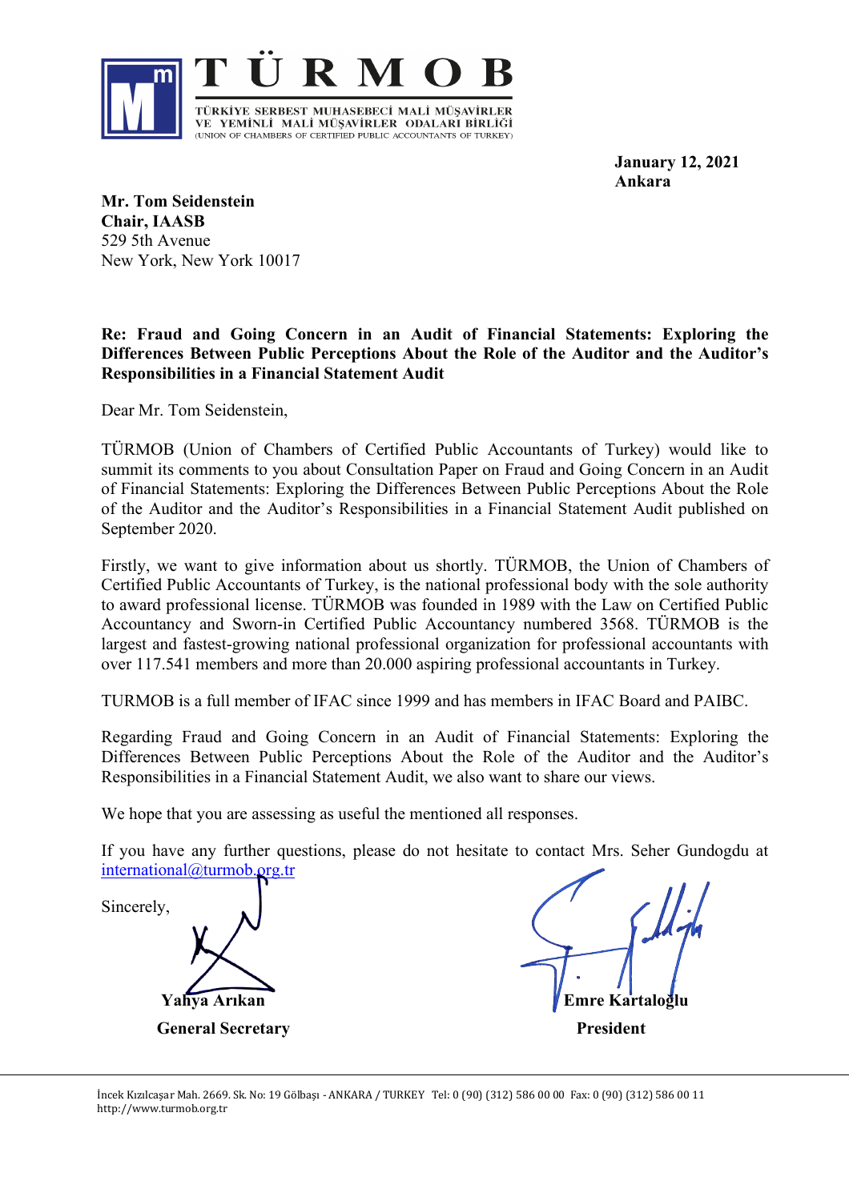# T Ü R M O B

TÜRKİYE SERBEST MUHASEBECİ MALİ MÜŞAVİRLER VE YEMİNLİ MALİ MÜŞAVİRLER ODALARI BİRLİĞİ
(UNION OF CHAMBERS OF CERTIFIED PUBLIC ACCOUNTANTS OF TURKEY)

**January 12, 2021**
**Ankara**

**Mr. Tom Seidenstein**
**Chair, IAASB**
529 5th Avenue
New York, New York 10017

**Re: Fraud and Going Concern in an Audit of Financial Statements: Exploring the Differences Between Public Perceptions About the Role of the Auditor and the Auditor's Responsibilities in a Financial Statement Audit**

Dear Mr. Tom Seidenstein,

TÜRMOB (Union of Chambers of Certified Public Accountants of Turkey) would like to summit its comments to you about Consultation Paper on Fraud and Going Concern in an Audit of Financial Statements: Exploring the Differences Between Public Perceptions About the Role of the Auditor and the Auditor's Responsibilities in a Financial Statement Audit published on September 2020.

Firstly, we want to give information about us shortly. TÜRMOB, the Union of Chambers of Certified Public Accountants of Turkey, is the national professional body with the sole authority to award professional license. TÜRMOB was founded in 1989 with the Law on Certified Public Accountancy and Sworn-in Certified Public Accountancy numbered 3568. TÜRMOB is the largest and fastest-growing national professional organization for professional accountants with over 117.541 members and more than 20.000 aspiring professional accountants in Turkey.

TURMOB is a full member of IFAC since 1999 and has members in IFAC Board and PAIBC.

Regarding Fraud and Going Concern in an Audit of Financial Statements: Exploring the Differences Between Public Perceptions About the Role of the Auditor and the Auditor's Responsibilities in a Financial Statement Audit, we also want to share our views.

We hope that you are assessing as useful the mentioned all responses.

If you have any further questions, please do not hesitate to contact Mrs. Seher Gundogdu at international@turmob.org.tr

Sincerely,

**Yahya Arıkan**
**General Secretary**

**Emre Kartaloğlu**
**President**

İncek Kızılcaşar Mah. 2669. Sk. No: 19 Gölbaşı - ANKARA / TURKEY Tel: 0 (90) (312) 586 00 00 Fax: 0 (90) (312) 586 00 11
http://www.turmob.org.tr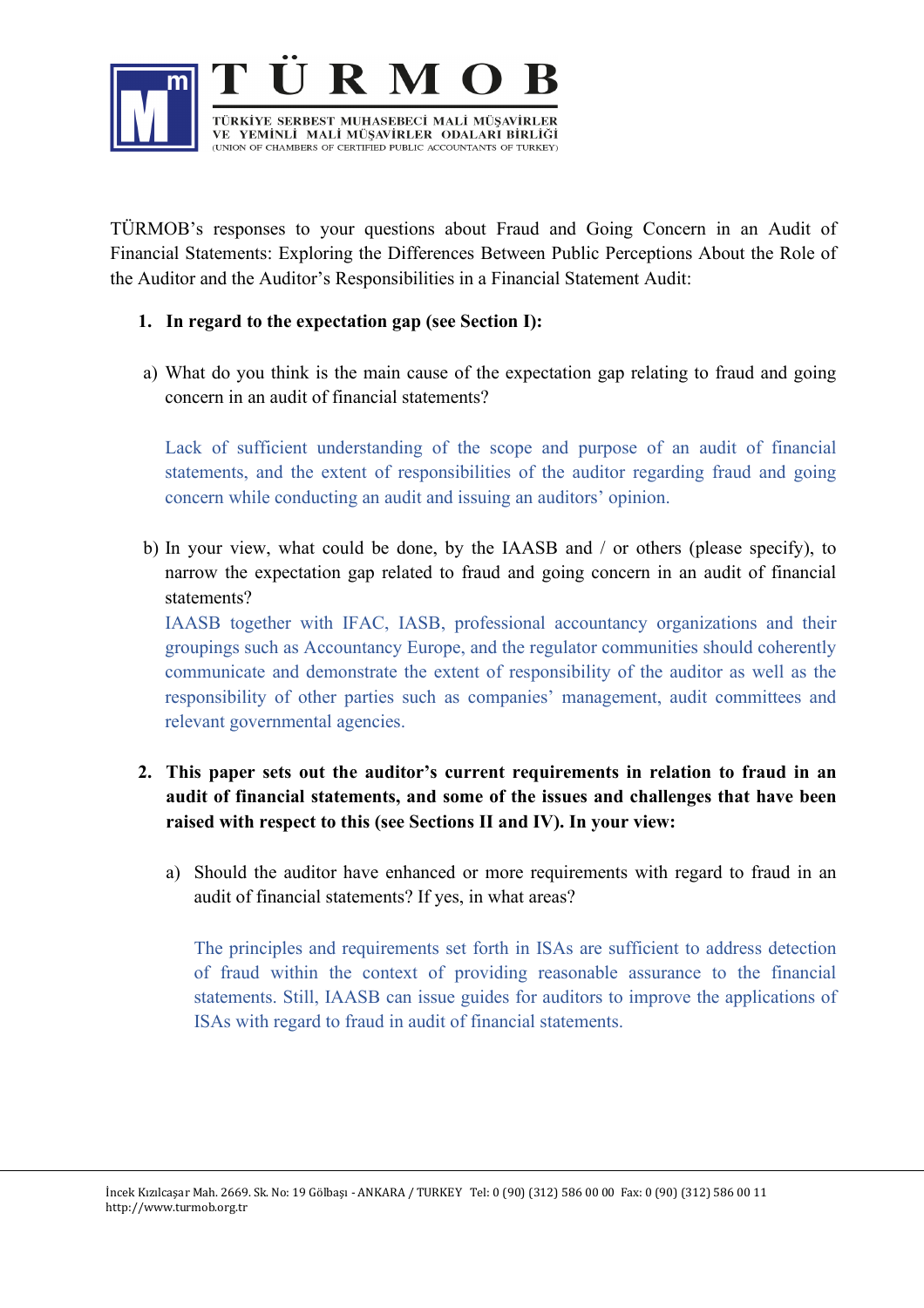# TÜRMOB

TÜRKİYE SERBEST MUHASEBECİ MALİ MÜŞAVİRLER VE YEMİNLİ MALİ MÜŞAVİRLER ODALARI BİRLİĞİ
(UNION OF CHAMBERS OF CERTIFIED PUBLIC ACCOUNTANTS OF TURKEY)

TÜRMOB's responses to your questions about Fraud and Going Concern in an Audit of Financial Statements: Exploring the Differences Between Public Perceptions About the Role of the Auditor and the Auditor's Responsibilities in a Financial Statement Audit:

1. **In regard to the expectation gap (see Section I):**

   a) What do you think is the main cause of the expectation gap relating to fraud and going concern in an audit of financial statements?

   Lack of sufficient understanding of the scope and purpose of an audit of financial statements, and the extent of responsibilities of the auditor regarding fraud and going concern while conducting an audit and issuing an auditors' opinion.

   b) In your view, what could be done, by the IAASB and / or others (please specify), to narrow the expectation gap related to fraud and going concern in an audit of financial statements?

   IAASB together with IFAC, IASB, professional accountancy organizations and their groupings such as Accountancy Europe, and the regulator communities should coherently communicate and demonstrate the extent of responsibility of the auditor as well as the responsibility of other parties such as companies' management, audit committees and relevant governmental agencies.

2. **This paper sets out the auditor's current requirements in relation to fraud in an audit of financial statements, and some of the issues and challenges that have been raised with respect to this (see Sections II and IV). In your view:**

   a) Should the auditor have enhanced or more requirements with regard to fraud in an audit of financial statements? If yes, in what areas?

   The principles and requirements set forth in ISAs are sufficient to address detection of fraud within the context of providing reasonable assurance to the financial statements. Still, IAASB can issue guides for auditors to improve the applications of ISAs with regard to fraud in audit of financial statements.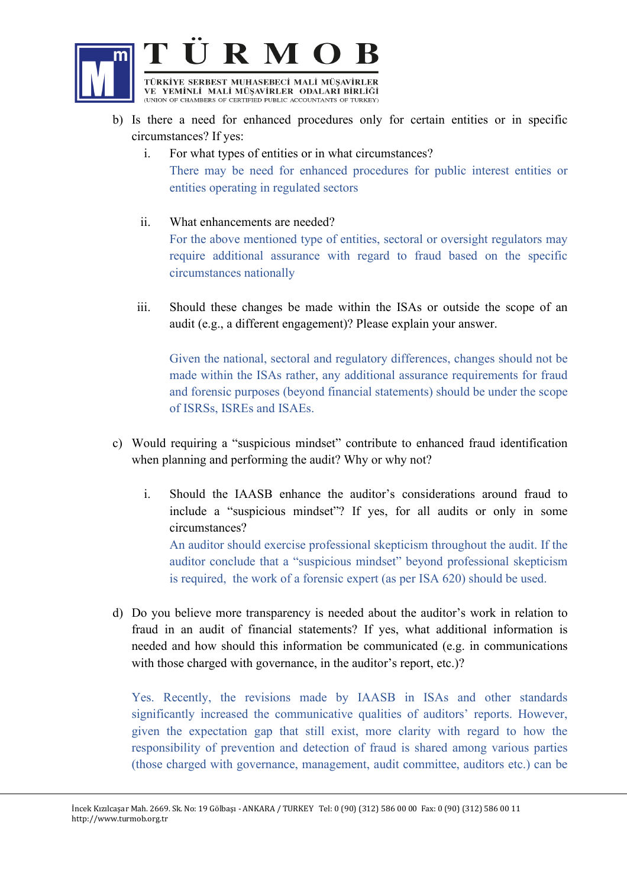b) Is there a need for enhanced procedures only for certain entities or in specific circumstances? If yes:

   i. For what types of entities or in what circumstances?

      There may be need for enhanced procedures for public interest entities or entities operating in regulated sectors

   ii. What enhancements are needed?

      For the above mentioned type of entities, sectoral or oversight regulators may require additional assurance with regard to fraud based on the specific circumstances nationally

   iii. Should these changes be made within the ISAs or outside the scope of an audit (e.g., a different engagement)? Please explain your answer.

      Given the national, sectoral and regulatory differences, changes should not be made within the ISAs rather, any additional assurance requirements for fraud and forensic purposes (beyond financial statements) should be under the scope of ISRSs, ISREs and ISAEs.

c) Would requiring a "suspicious mindset" contribute to enhanced fraud identification when planning and performing the audit? Why or why not?

   i. Should the IAASB enhance the auditor's considerations around fraud to include a "suspicious mindset"? If yes, for all audits or only in some circumstances?

      An auditor should exercise professional skepticism throughout the audit. If the auditor conclude that a "suspicious mindset" beyond professional skepticism is required, the work of a forensic expert (as per ISA 620) should be used.

d) Do you believe more transparency is needed about the auditor's work in relation to fraud in an audit of financial statements? If yes, what additional information is needed and how should this information be communicated (e.g. in communications with those charged with governance, in the auditor's report, etc.)?

   Yes. Recently, the revisions made by IAASB in ISAs and other standards significantly increased the communicative qualities of auditors' reports. However, given the expectation gap that still exist, more clarity with regard to how the responsibility of prevention and detection of fraud is shared among various parties (those charged with governance, management, audit committee, auditors etc.) can be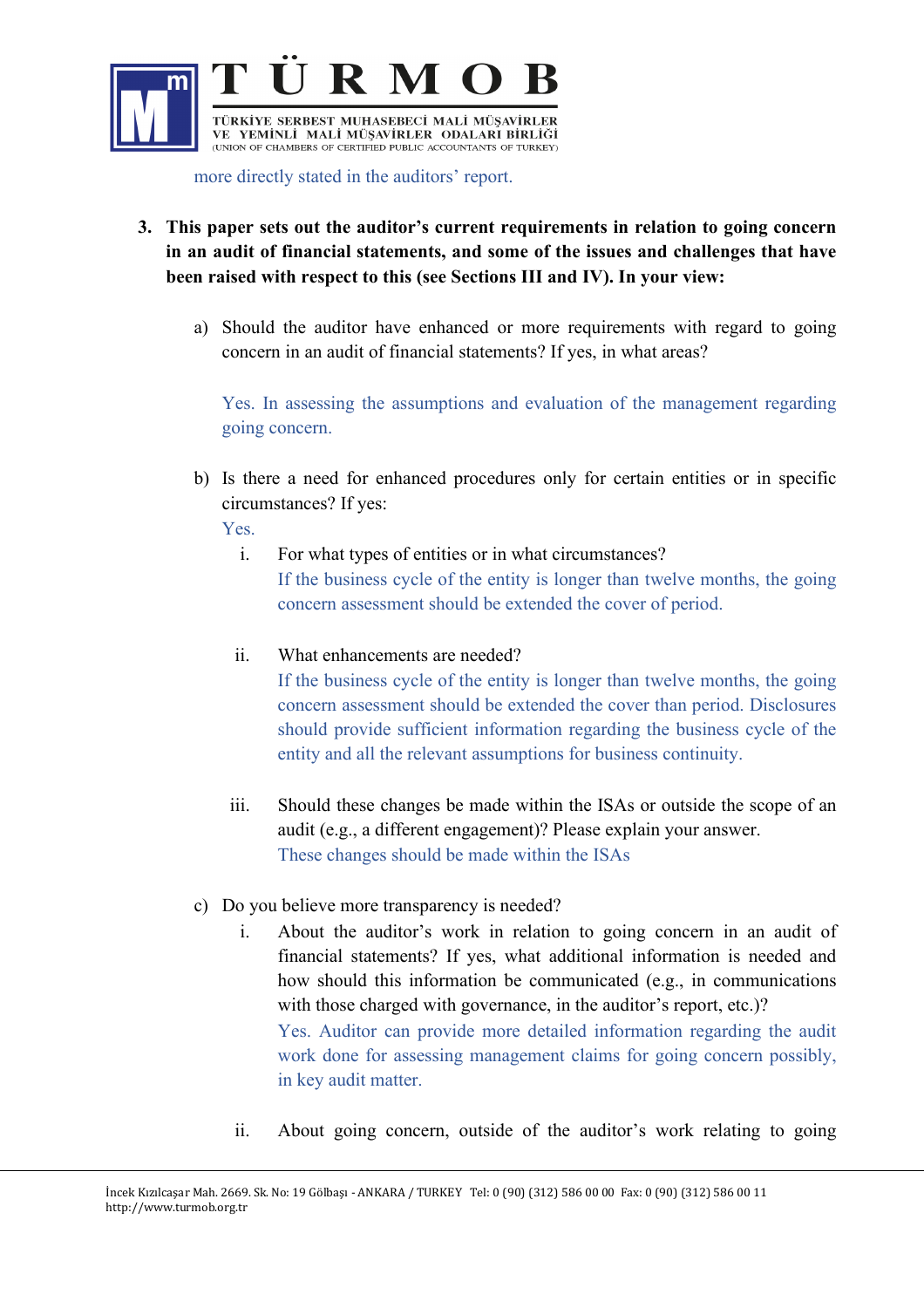more directly stated in the auditors' report.

3. **This paper sets out the auditor's current requirements in relation to going concern in an audit of financial statements, and some of the issues and challenges that have been raised with respect to this (see Sections III and IV). In your view:**

   a) Should the auditor have enhanced or more requirements with regard to going concern in an audit of financial statements? If yes, in what areas?

      Yes. In assessing the assumptions and evaluation of the management regarding going concern.

   b) Is there a need for enhanced procedures only for certain entities or in specific circumstances? If yes:

      Yes.

      i. For what types of entities or in what circumstances?

         If the business cycle of the entity is longer than twelve months, the going concern assessment should be extended the cover of period.

      ii. What enhancements are needed?

         If the business cycle of the entity is longer than twelve months, the going concern assessment should be extended the cover than period. Disclosures should provide sufficient information regarding the business cycle of the entity and all the relevant assumptions for business continuity.

      iii. Should these changes be made within the ISAs or outside the scope of an audit (e.g., a different engagement)? Please explain your answer.

         These changes should be made within the ISAs

   c) Do you believe more transparency is needed?

      i. About the auditor's work in relation to going concern in an audit of financial statements? If yes, what additional information is needed and how should this information be communicated (e.g., in communications with those charged with governance, in the auditor's report, etc.)?

         Yes. Auditor can provide more detailed information regarding the audit work done for assessing management claims for going concern possibly, in key audit matter.

      ii. About going concern, outside of the auditor's work relating to going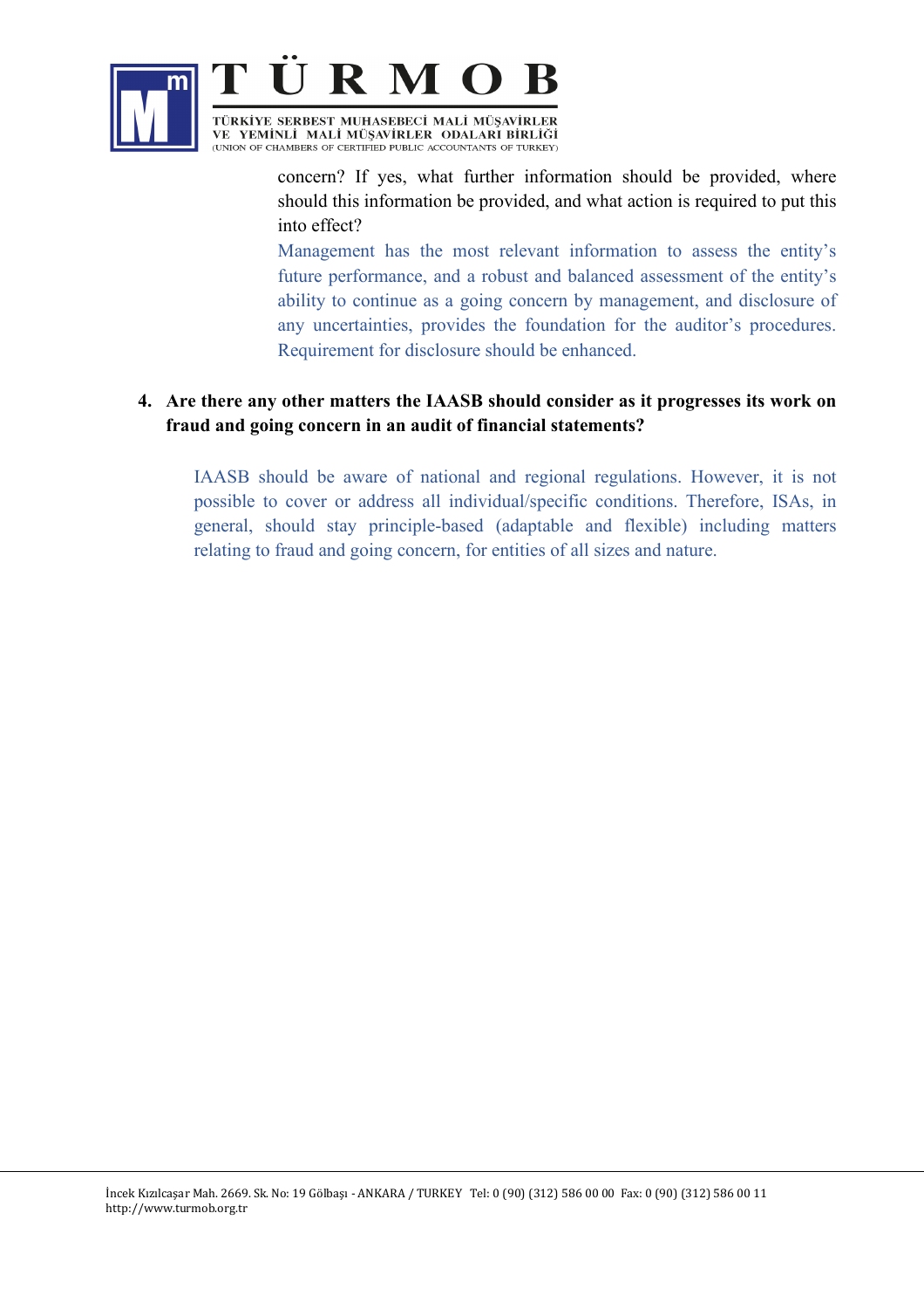concern? If yes, what further information should be provided, where should this information be provided, and what action is required to put this into effect?

Management has the most relevant information to assess the entity's future performance, and a robust and balanced assessment of the entity's ability to continue as a going concern by management, and disclosure of any uncertainties, provides the foundation for the auditor's procedures. Requirement for disclosure should be enhanced.

4. **Are there any other matters the IAASB should consider as it progresses its work on fraud and going concern in an audit of financial statements?**

IAASB should be aware of national and regional regulations. However, it is not possible to cover or address all individual/specific conditions. Therefore, ISAs, in general, should stay principle-based (adaptable and flexible) including matters relating to fraud and going concern, for entities of all sizes and nature.